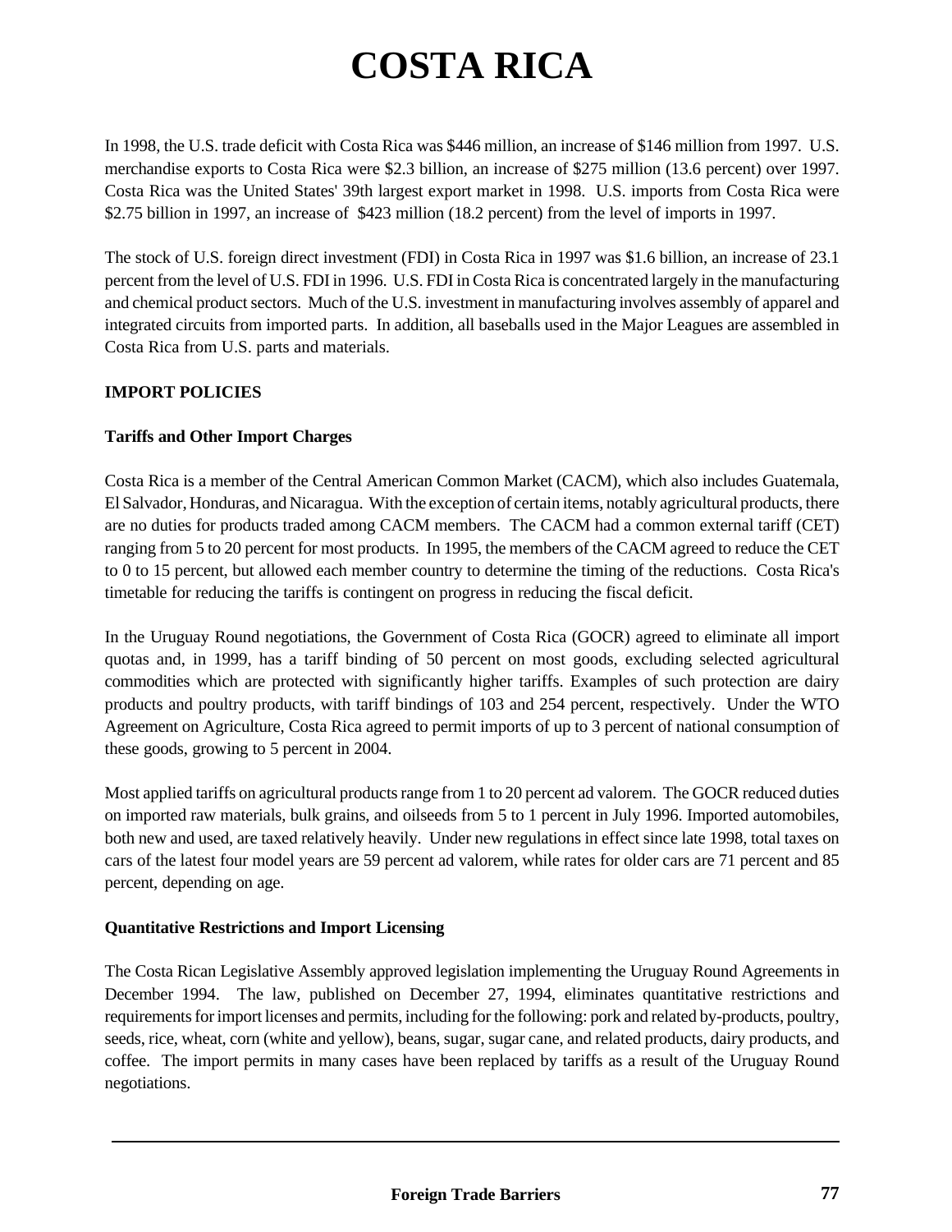# COSTA RICA

In 1998, the U.S. trade deficit with Costa Rica was $446 million, an increase of $146 million from 1997. U.S. merchandise exports to Costa Rica were $2.3 billion, an increase of $275 million (13.6 percent) over 1997. Costa Rica was the United States' 39th largest export market in 1998. U.S. imports from Costa Rica were $2.75 billion in 1997, an increase of $423 million (18.2 percent) from the level of imports in 1997.

The stock of U.S. foreign direct investment (FDI) in Costa Rica in 1997 was $1.6 billion, an increase of 23.1 percent from the level of U.S. FDI in 1996. U.S. FDI in Costa Rica is concentrated largely in the manufacturing and chemical product sectors. Much of the U.S. investment in manufacturing involves assembly of apparel and integrated circuits from imported parts. In addition, all baseballs used in the Major Leagues are assembled in Costa Rica from U.S. parts and materials.

## IMPORT POLICIES

### Tariffs and Other Import Charges

Costa Rica is a member of the Central American Common Market (CACM), which also includes Guatemala, El Salvador, Honduras, and Nicaragua. With the exception of certain items, notably agricultural products, there are no duties for products traded among CACM members. The CACM had a common external tariff (CET) ranging from 5 to 20 percent for most products. In 1995, the members of the CACM agreed to reduce the CET to 0 to 15 percent, but allowed each member country to determine the timing of the reductions. Costa Rica's timetable for reducing the tariffs is contingent on progress in reducing the fiscal deficit.

In the Uruguay Round negotiations, the Government of Costa Rica (GOCR) agreed to eliminate all import quotas and, in 1999, has a tariff binding of 50 percent on most goods, excluding selected agricultural commodities which are protected with significantly higher tariffs. Examples of such protection are dairy products and poultry products, with tariff bindings of 103 and 254 percent, respectively. Under the WTO Agreement on Agriculture, Costa Rica agreed to permit imports of up to 3 percent of national consumption of these goods, growing to 5 percent in 2004.

Most applied tariffs on agricultural products range from 1 to 20 percent ad valorem. The GOCR reduced duties on imported raw materials, bulk grains, and oilseeds from 5 to 1 percent in July 1996. Imported automobiles, both new and used, are taxed relatively heavily. Under new regulations in effect since late 1998, total taxes on cars of the latest four model years are 59 percent ad valorem, while rates for older cars are 71 percent and 85 percent, depending on age.

### Quantitative Restrictions and Import Licensing

The Costa Rican Legislative Assembly approved legislation implementing the Uruguay Round Agreements in December 1994. The law, published on December 27, 1994, eliminates quantitative restrictions and requirements for import licenses and permits, including for the following: pork and related by-products, poultry, seeds, rice, wheat, corn (white and yellow), beans, sugar, sugar cane, and related products, dairy products, and coffee. The import permits in many cases have been replaced by tariffs as a result of the Uruguay Round negotiations.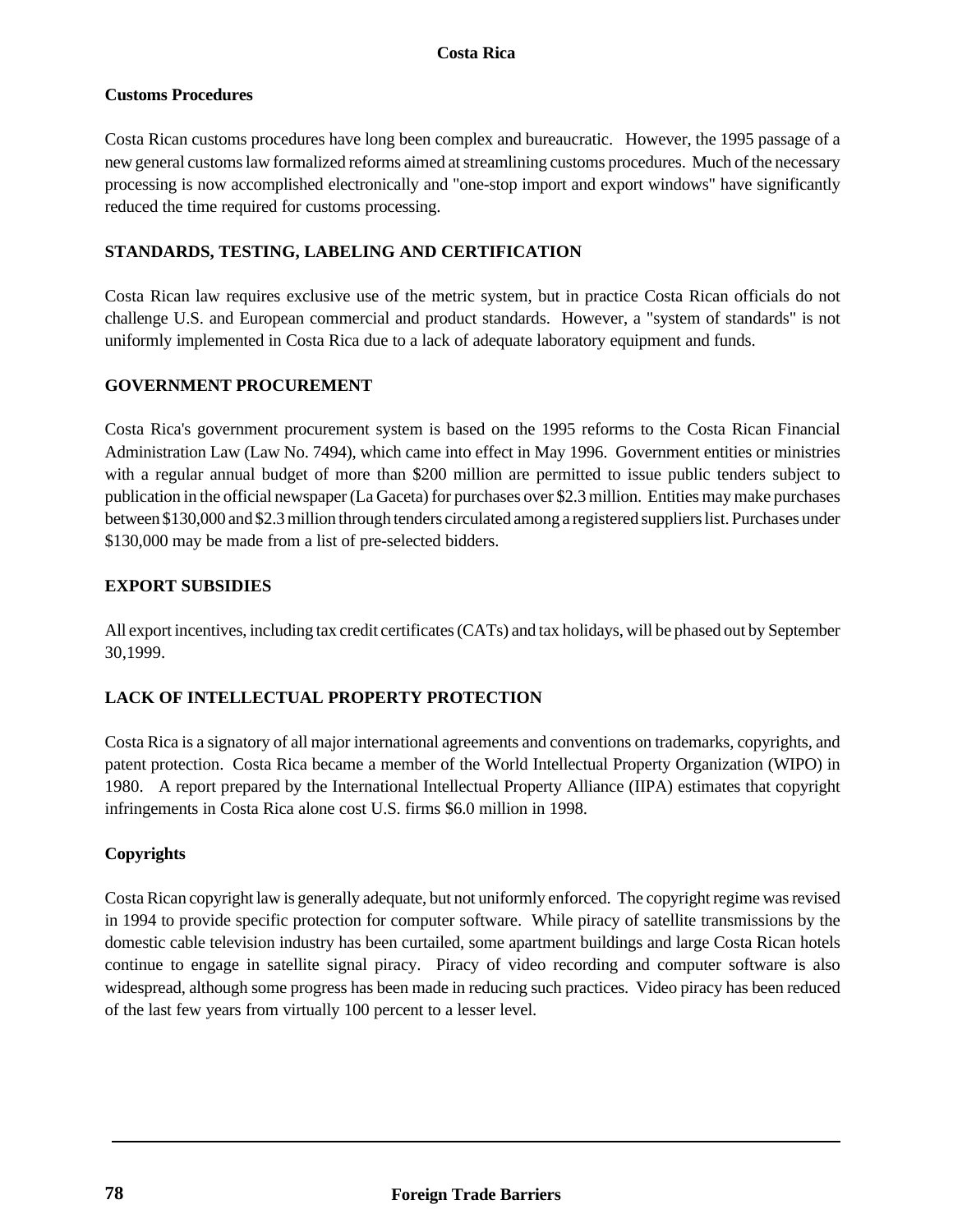### Customs Procedures

Costa Rican customs procedures have long been complex and bureaucratic. However, the 1995 passage of a new general customs law formalized reforms aimed at streamlining customs procedures. Much of the necessary processing is now accomplished electronically and "one-stop import and export windows" have significantly reduced the time required for customs processing.

## STANDARDS, TESTING, LABELING AND CERTIFICATION

Costa Rican law requires exclusive use of the metric system, but in practice Costa Rican officials do not challenge U.S. and European commercial and product standards. However, a "system of standards" is not uniformly implemented in Costa Rica due to a lack of adequate laboratory equipment and funds.

## GOVERNMENT PROCUREMENT

Costa Rica's government procurement system is based on the 1995 reforms to the Costa Rican Financial Administration Law (Law No. 7494), which came into effect in May 1996. Government entities or ministries with a regular annual budget of more than $200 million are permitted to issue public tenders subject to publication in the official newspaper (La Gaceta) for purchases over $2.3 million. Entities may make purchases between $130,000 and $2.3 million through tenders circulated among a registered suppliers list. Purchases under $130,000 may be made from a list of pre-selected bidders.

## EXPORT SUBSIDIES

All export incentives, including tax credit certificates (CATs) and tax holidays, will be phased out by September 30,1999.

## LACK OF INTELLECTUAL PROPERTY PROTECTION

Costa Rica is a signatory of all major international agreements and conventions on trademarks, copyrights, and patent protection. Costa Rica became a member of the World Intellectual Property Organization (WIPO) in 1980. A report prepared by the International Intellectual Property Alliance (IIPA) estimates that copyright infringements in Costa Rica alone cost U.S. firms $6.0 million in 1998.

### Copyrights

Costa Rican copyright law is generally adequate, but not uniformly enforced. The copyright regime was revised in 1994 to provide specific protection for computer software. While piracy of satellite transmissions by the domestic cable television industry has been curtailed, some apartment buildings and large Costa Rican hotels continue to engage in satellite signal piracy. Piracy of video recording and computer software is also widespread, although some progress has been made in reducing such practices. Video piracy has been reduced of the last few years from virtually 100 percent to a lesser level.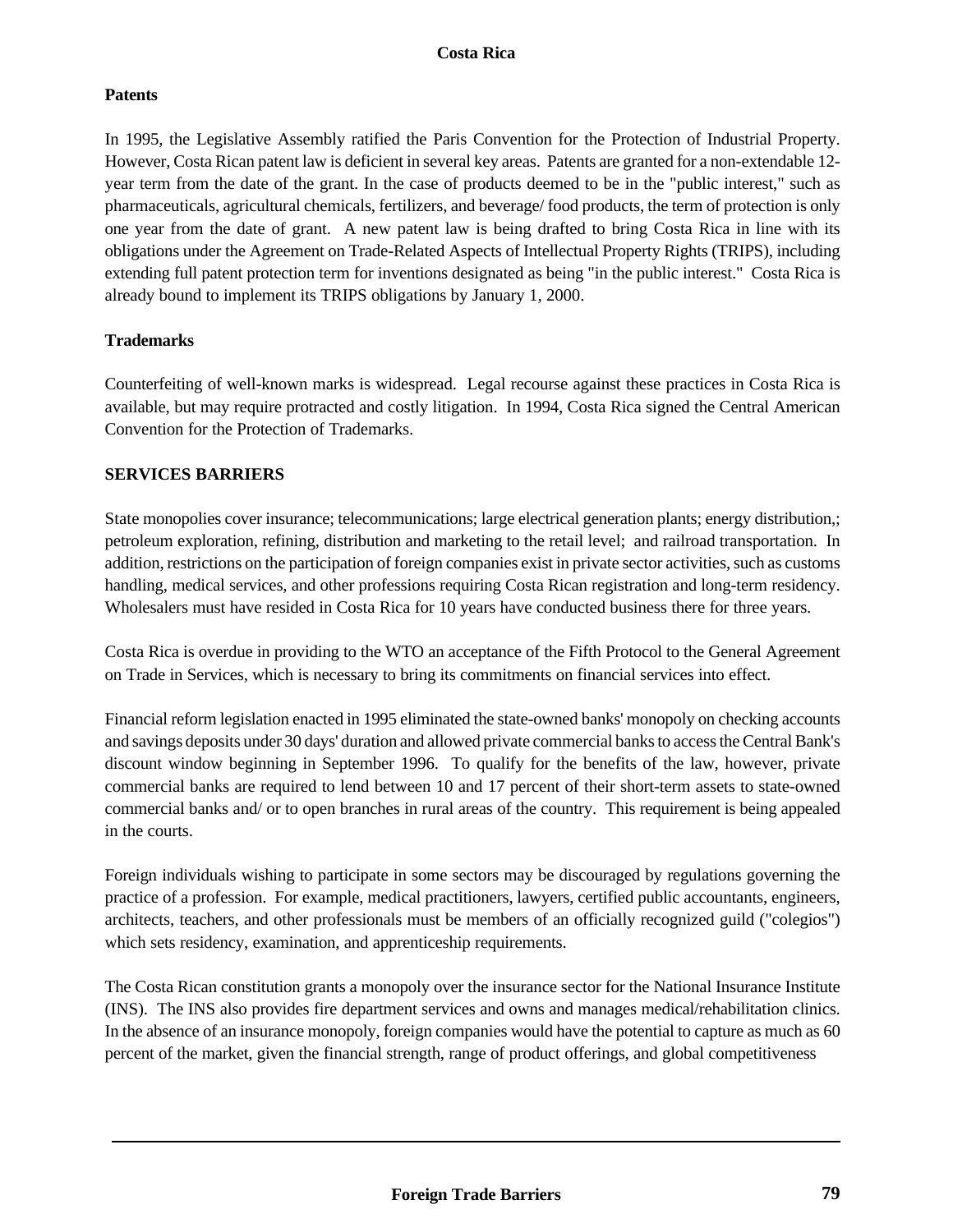### Patents

In 1995, the Legislative Assembly ratified the Paris Convention for the Protection of Industrial Property. However, Costa Rican patent law is deficient in several key areas. Patents are granted for a non-extendable 12-year term from the date of the grant. In the case of products deemed to be in the "public interest," such as pharmaceuticals, agricultural chemicals, fertilizers, and beverage/ food products, the term of protection is only one year from the date of grant. A new patent law is being drafted to bring Costa Rica in line with its obligations under the Agreement on Trade-Related Aspects of Intellectual Property Rights (TRIPS), including extending full patent protection term for inventions designated as being "in the public interest." Costa Rica is already bound to implement its TRIPS obligations by January 1, 2000.

### Trademarks

Counterfeiting of well-known marks is widespread. Legal recourse against these practices in Costa Rica is available, but may require protracted and costly litigation. In 1994, Costa Rica signed the Central American Convention for the Protection of Trademarks.

## SERVICES BARRIERS

State monopolies cover insurance; telecommunications; large electrical generation plants; energy distribution,; petroleum exploration, refining, distribution and marketing to the retail level; and railroad transportation. In addition, restrictions on the participation of foreign companies exist in private sector activities, such as customs handling, medical services, and other professions requiring Costa Rican registration and long-term residency. Wholesalers must have resided in Costa Rica for 10 years have conducted business there for three years.

Costa Rica is overdue in providing to the WTO an acceptance of the Fifth Protocol to the General Agreement on Trade in Services, which is necessary to bring its commitments on financial services into effect.

Financial reform legislation enacted in 1995 eliminated the state-owned banks' monopoly on checking accounts and savings deposits under 30 days' duration and allowed private commercial banks to access the Central Bank's discount window beginning in September 1996. To qualify for the benefits of the law, however, private commercial banks are required to lend between 10 and 17 percent of their short-term assets to state-owned commercial banks and/ or to open branches in rural areas of the country. This requirement is being appealed in the courts.

Foreign individuals wishing to participate in some sectors may be discouraged by regulations governing the practice of a profession. For example, medical practitioners, lawyers, certified public accountants, engineers, architects, teachers, and other professionals must be members of an officially recognized guild ("colegios") which sets residency, examination, and apprenticeship requirements.

The Costa Rican constitution grants a monopoly over the insurance sector for the National Insurance Institute (INS). The INS also provides fire department services and owns and manages medical/rehabilitation clinics. In the absence of an insurance monopoly, foreign companies would have the potential to capture as much as 60 percent of the market, given the financial strength, range of product offerings, and global competitiveness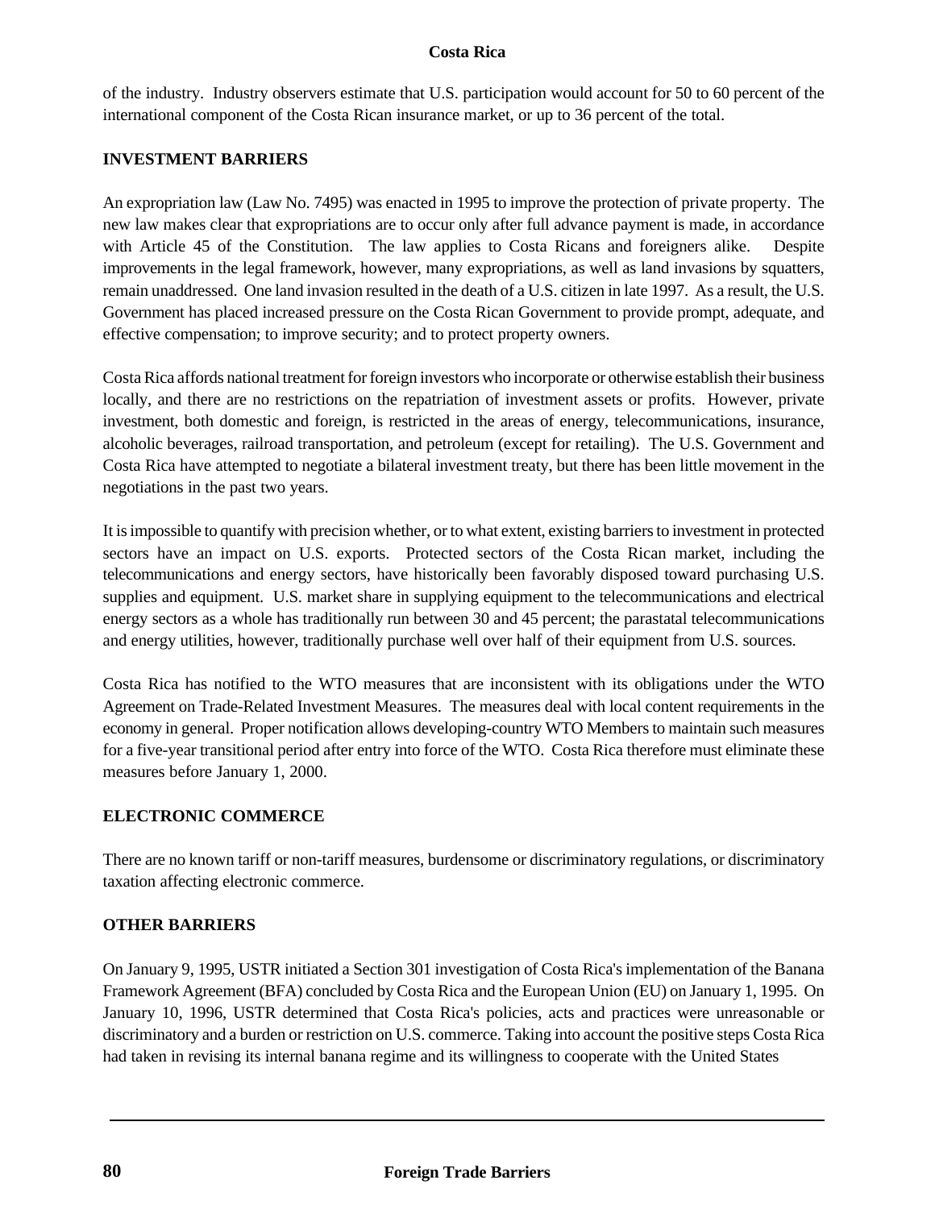of the industry. Industry observers estimate that U.S. participation would account for 50 to 60 percent of the international component of the Costa Rican insurance market, or up to 36 percent of the total.

## INVESTMENT BARRIERS

An expropriation law (Law No. 7495) was enacted in 1995 to improve the protection of private property. The new law makes clear that expropriations are to occur only after full advance payment is made, in accordance with Article 45 of the Constitution. The law applies to Costa Ricans and foreigners alike. Despite improvements in the legal framework, however, many expropriations, as well as land invasions by squatters, remain unaddressed. One land invasion resulted in the death of a U.S. citizen in late 1997. As a result, the U.S. Government has placed increased pressure on the Costa Rican Government to provide prompt, adequate, and effective compensation; to improve security; and to protect property owners.

Costa Rica affords national treatment for foreign investors who incorporate or otherwise establish their business locally, and there are no restrictions on the repatriation of investment assets or profits. However, private investment, both domestic and foreign, is restricted in the areas of energy, telecommunications, insurance, alcoholic beverages, railroad transportation, and petroleum (except for retailing). The U.S. Government and Costa Rica have attempted to negotiate a bilateral investment treaty, but there has been little movement in the negotiations in the past two years.

It is impossible to quantify with precision whether, or to what extent, existing barriers to investment in protected sectors have an impact on U.S. exports. Protected sectors of the Costa Rican market, including the telecommunications and energy sectors, have historically been favorably disposed toward purchasing U.S. supplies and equipment. U.S. market share in supplying equipment to the telecommunications and electrical energy sectors as a whole has traditionally run between 30 and 45 percent; the parastatal telecommunications and energy utilities, however, traditionally purchase well over half of their equipment from U.S. sources.

Costa Rica has notified to the WTO measures that are inconsistent with its obligations under the WTO Agreement on Trade-Related Investment Measures. The measures deal with local content requirements in the economy in general. Proper notification allows developing-country WTO Members to maintain such measures for a five-year transitional period after entry into force of the WTO. Costa Rica therefore must eliminate these measures before January 1, 2000.

## ELECTRONIC COMMERCE

There are no known tariff or non-tariff measures, burdensome or discriminatory regulations, or discriminatory taxation affecting electronic commerce.

## OTHER BARRIERS

On January 9, 1995, USTR initiated a Section 301 investigation of Costa Rica's implementation of the Banana Framework Agreement (BFA) concluded by Costa Rica and the European Union (EU) on January 1, 1995. On January 10, 1996, USTR determined that Costa Rica's policies, acts and practices were unreasonable or discriminatory and a burden or restriction on U.S. commerce. Taking into account the positive steps Costa Rica had taken in revising its internal banana regime and its willingness to cooperate with the United States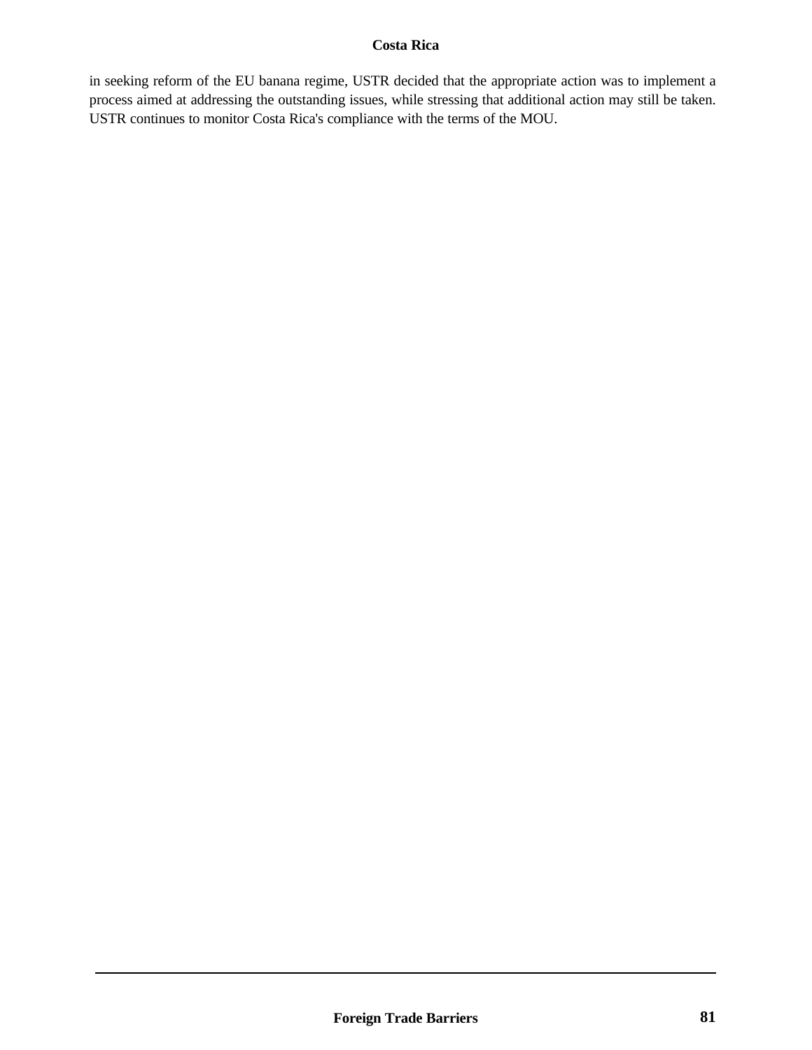in seeking reform of the EU banana regime, USTR decided that the appropriate action was to implement a process aimed at addressing the outstanding issues, while stressing that additional action may still be taken. USTR continues to monitor Costa Rica's compliance with the terms of the MOU.